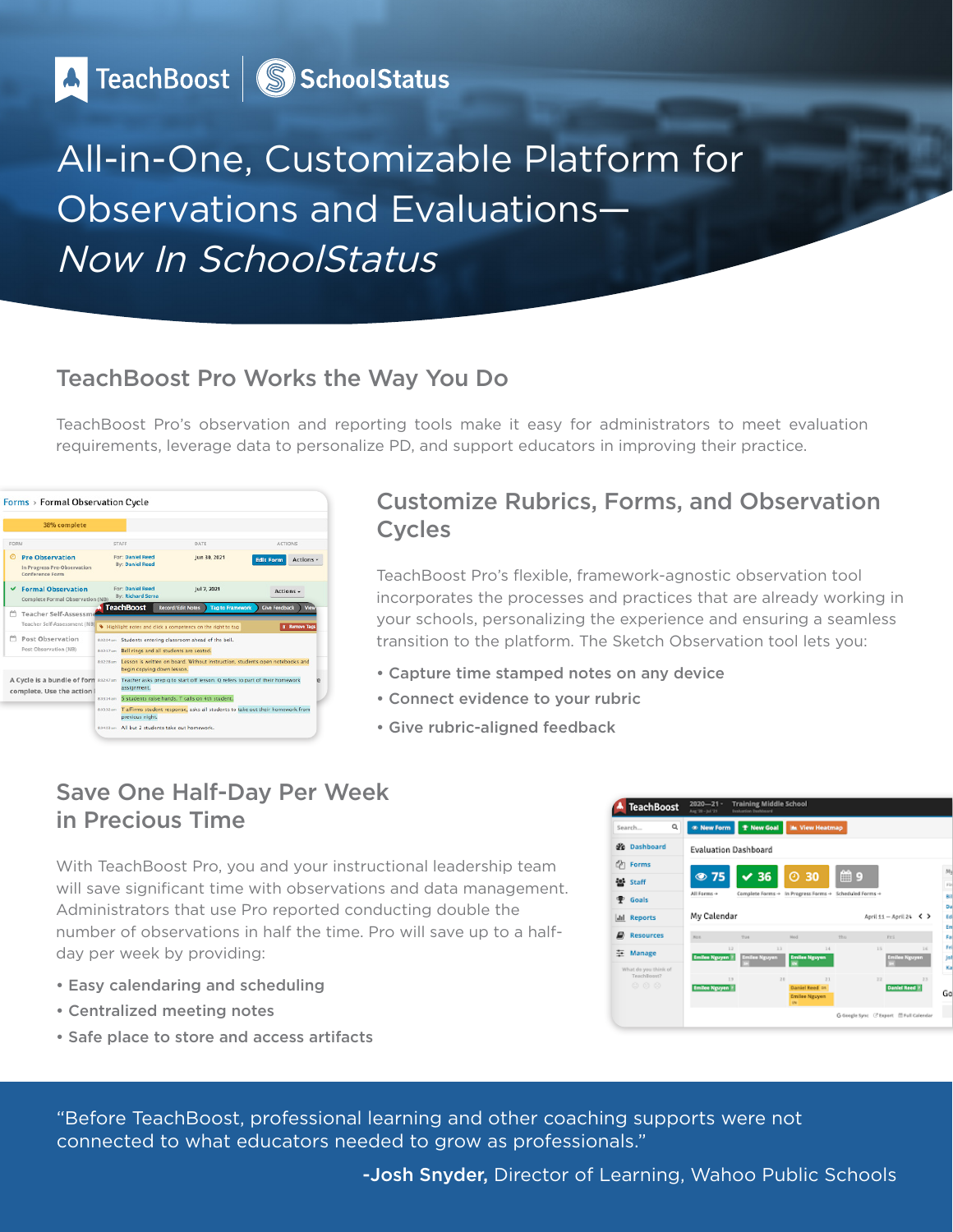TeachBoost | SchoolStatus

# All-in-One, Customizable Platform for Observations and Evaluations—*Now In SchoolStatus*

## TeachBoost Pro Works the Way You Do

TeachBoost Pro's observation and reporting tools make it easy for administrators to meet evaluation requirements, leverage data to personalize PD, and support educators in improving their practice.

## Customize Rubrics, Forms, and Observation Cycles

TeachBoost Pro's flexible, framework-agnostic observation tool incorporates the processes and practices that are already working in your schools, personalizing the experience and ensuring a seamless transition to the platform. The Sketch Observation tool lets you:

- **Capture time stamped notes on any device**
- **Connect evidence to your rubric**
- **Give rubric-aligned feedback**

## Save One Half-Day Per Week in Precious Time

With TeachBoost Pro, you and your instructional leadership team will save significant time with observations and data management. Administrators that use Pro reported conducting double the number of observations in half the time. Pro will save up to a half-day per week by providing:

- **Easy calendaring and scheduling**
- **Centralized meeting notes**
- **Safe place to store and access artifacts**

"Before TeachBoost, professional learning and other coaching supports were not connected to what educators needed to grow as professionals."

**-Josh Snyder,** Director of Learning, Wahoo Public Schools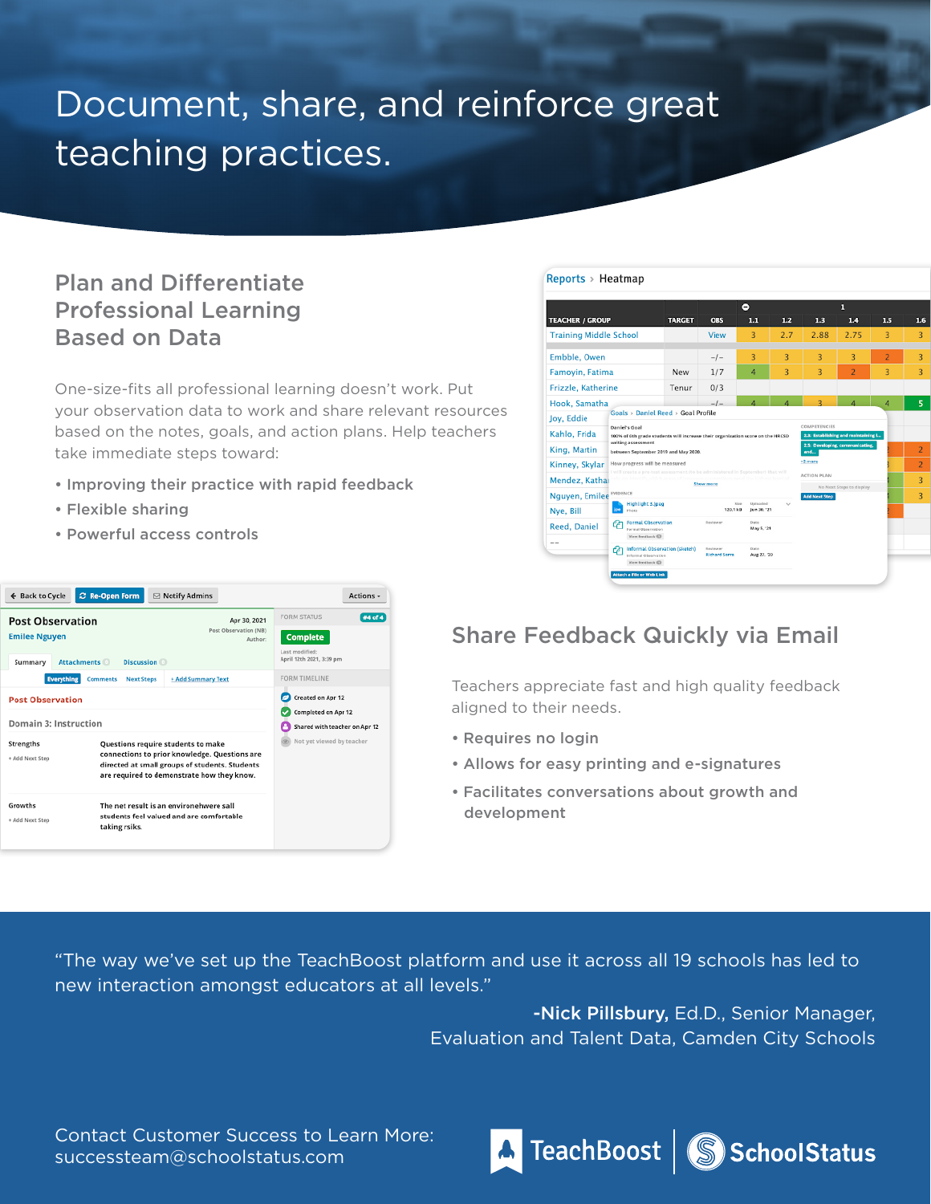# Document, share, and reinforce great teaching practices.

## Plan and Differentiate Professional Learning Based on Data

One-size-fits all professional learning doesn't work. Put your observation data to work and share relevant resources based on the notes, goals, and action plans. Help teachers take immediate steps toward:

- Improving their practice with rapid feedback
- Flexible sharing
- Powerful access controls

## Share Feedback Quickly via Email

Teachers appreciate fast and high quality feedback aligned to their needs.

- Requires no login
- Allows for easy printing and e-signatures
- Facilitates conversations about growth and development

"The way we've set up the TeachBoost platform and use it across all 19 schools has led to new interaction amongst educators at all levels."

**-Nick Pillsbury,** Ed.D., Senior Manager, Evaluation and Talent Data, Camden City Schools

Contact Customer Success to Learn More:
successteam@schoolstatus.com

TeachBoost | SchoolStatus